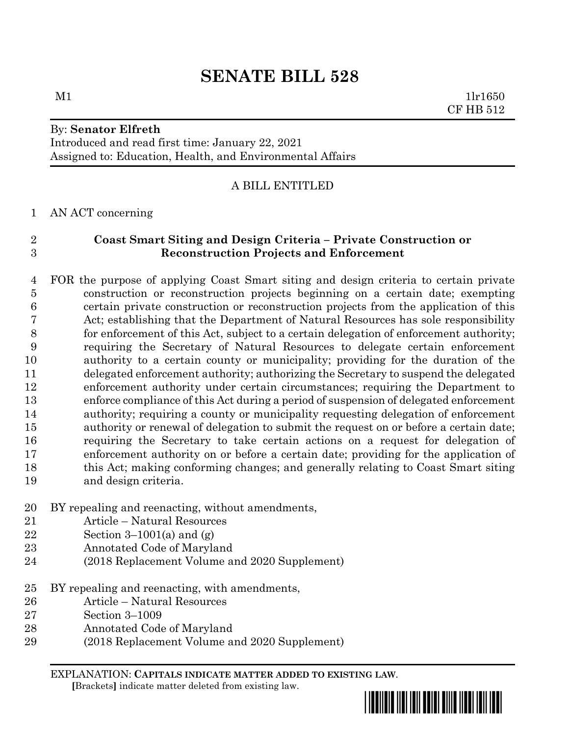# SENATE BILL 528

M1 1lr1650
CF HB 512

By: **Senator Elfreth**
Introduced and read first time: January 22, 2021
Assigned to: Education, Health, and Environmental Affairs

A BILL ENTITLED

1 AN ACT concerning

2 **Coast Smart Siting and Design Criteria – Private Construction or**
3 **Reconstruction Projects and Enforcement**

4 FOR the purpose of applying Coast Smart siting and design criteria to certain private
5 construction or reconstruction projects beginning on a certain date; exempting
6 certain private construction or reconstruction projects from the application of this
7 Act; establishing that the Department of Natural Resources has sole responsibility
8 for enforcement of this Act, subject to a certain delegation of enforcement authority;
9 requiring the Secretary of Natural Resources to delegate certain enforcement
10 authority to a certain county or municipality; providing for the duration of the
11 delegated enforcement authority; authorizing the Secretary to suspend the delegated
12 enforcement authority under certain circumstances; requiring the Department to
13 enforce compliance of this Act during a period of suspension of delegated enforcement
14 authority; requiring a county or municipality requesting delegation of enforcement
15 authority or renewal of delegation to submit the request on or before a certain date;
16 requiring the Secretary to take certain actions on a request for delegation of
17 enforcement authority on or before a certain date; providing for the application of
18 this Act; making conforming changes; and generally relating to Coast Smart siting
19 and design criteria.

20 BY repealing and reenacting, without amendments,
21 Article – Natural Resources
22 Section 3–1001(a) and (g)
23 Annotated Code of Maryland
24 (2018 Replacement Volume and 2020 Supplement)

25 BY repealing and reenacting, with amendments,
26 Article – Natural Resources
27 Section 3–1009
28 Annotated Code of Maryland
29 (2018 Replacement Volume and 2020 Supplement)

EXPLANATION: **CAPITALS INDICATE MATTER ADDED TO EXISTING LAW.**
**[**Brackets**]** indicate matter deleted from existing law.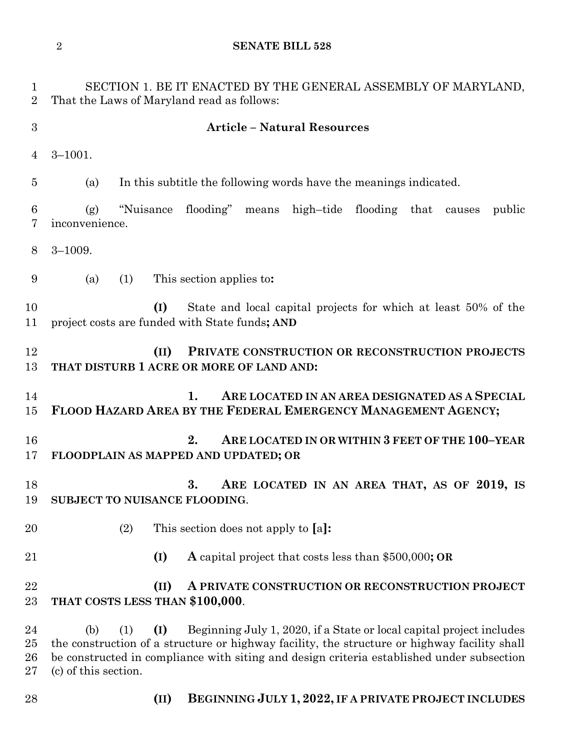SECTION 1. BE IT ENACTED BY THE GENERAL ASSEMBLY OF MARYLAND, That the Laws of Maryland read as follows:

**Article – Natural Resources**

3–1001.

(a) In this subtitle the following words have the meanings indicated.

(g) "Nuisance flooding" means high–tide flooding that causes public inconvenience.

3–1009.

(a) (1) This section applies to**:**

**(I)** State and local capital projects for which at least 50% of the project costs are funded with State funds**; AND**

**(II) PRIVATE CONSTRUCTION OR RECONSTRUCTION PROJECTS THAT DISTURB 1 ACRE OR MORE OF LAND AND:**

**1. ARE LOCATED IN AN AREA DESIGNATED AS A SPECIAL FLOOD HAZARD AREA BY THE FEDERAL EMERGENCY MANAGEMENT AGENCY;**

**2. ARE LOCATED IN OR WITHIN 3 FEET OF THE 100–YEAR FLOODPLAIN AS MAPPED AND UPDATED; OR**

**3. ARE LOCATED IN AN AREA THAT, AS OF 2019, IS SUBJECT TO NUISANCE FLOODING**.

(2) This section does not apply to **[**a**]:**

**(I) A** capital project that costs less than $500,000**; OR**

**(II) A PRIVATE CONSTRUCTION OR RECONSTRUCTION PROJECT THAT COSTS LESS THAN $100,000**.

(b) (1) **(I)** Beginning July 1, 2020, if a State or local capital project includes the construction of a structure or highway facility, the structure or highway facility shall be constructed in compliance with siting and design criteria established under subsection (c) of this section.

**(II) BEGINNING JULY 1, 2022, IF A PRIVATE PROJECT INCLUDES**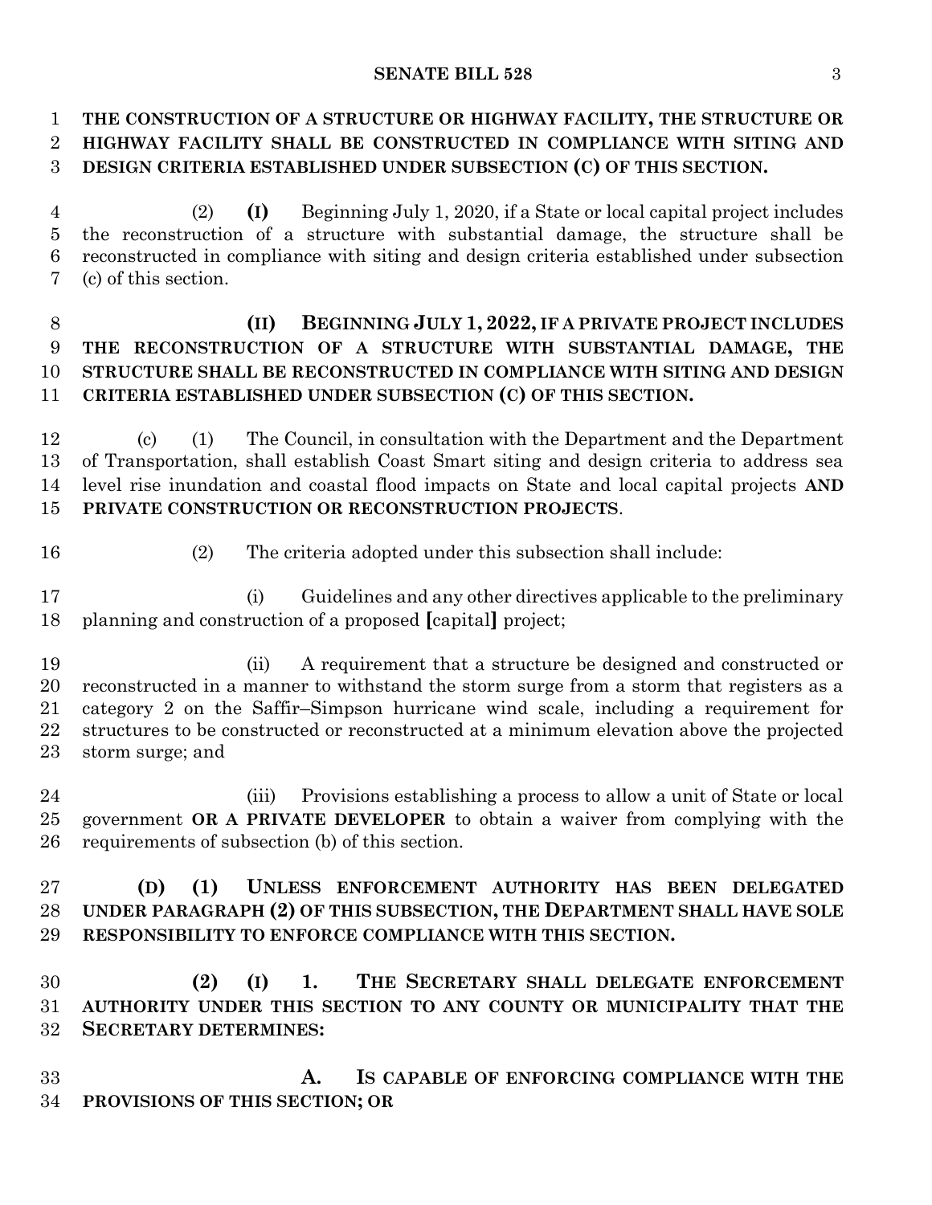**THE CONSTRUCTION OF A STRUCTURE OR HIGHWAY FACILITY, THE STRUCTURE OR HIGHWAY FACILITY SHALL BE CONSTRUCTED IN COMPLIANCE WITH SITING AND DESIGN CRITERIA ESTABLISHED UNDER SUBSECTION (C) OF THIS SECTION.**

(2) **(I)** Beginning July 1, 2020, if a State or local capital project includes the reconstruction of a structure with substantial damage, the structure shall be reconstructed in compliance with siting and design criteria established under subsection (c) of this section.

**(II) BEGINNING JULY 1, 2022, IF A PRIVATE PROJECT INCLUDES THE RECONSTRUCTION OF A STRUCTURE WITH SUBSTANTIAL DAMAGE, THE STRUCTURE SHALL BE RECONSTRUCTED IN COMPLIANCE WITH SITING AND DESIGN CRITERIA ESTABLISHED UNDER SUBSECTION (C) OF THIS SECTION.**

(c) (1) The Council, in consultation with the Department and the Department of Transportation, shall establish Coast Smart siting and design criteria to address sea level rise inundation and coastal flood impacts on State and local capital projects **AND PRIVATE CONSTRUCTION OR RECONSTRUCTION PROJECTS**.

(2) The criteria adopted under this subsection shall include:

(i) Guidelines and any other directives applicable to the preliminary planning and construction of a proposed **[**capital**]** project;

(ii) A requirement that a structure be designed and constructed or reconstructed in a manner to withstand the storm surge from a storm that registers as a category 2 on the Saffir–Simpson hurricane wind scale, including a requirement for structures to be constructed or reconstructed at a minimum elevation above the projected storm surge; and

(iii) Provisions establishing a process to allow a unit of State or local government **OR A PRIVATE DEVELOPER** to obtain a waiver from complying with the requirements of subsection (b) of this section.

**(D) (1) UNLESS ENFORCEMENT AUTHORITY HAS BEEN DELEGATED UNDER PARAGRAPH (2) OF THIS SUBSECTION, THE DEPARTMENT SHALL HAVE SOLE RESPONSIBILITY TO ENFORCE COMPLIANCE WITH THIS SECTION.**

**(2) (I) 1. THE SECRETARY SHALL DELEGATE ENFORCEMENT AUTHORITY UNDER THIS SECTION TO ANY COUNTY OR MUNICIPALITY THAT THE SECRETARY DETERMINES:**

**A. IS CAPABLE OF ENFORCING COMPLIANCE WITH THE PROVISIONS OF THIS SECTION; OR**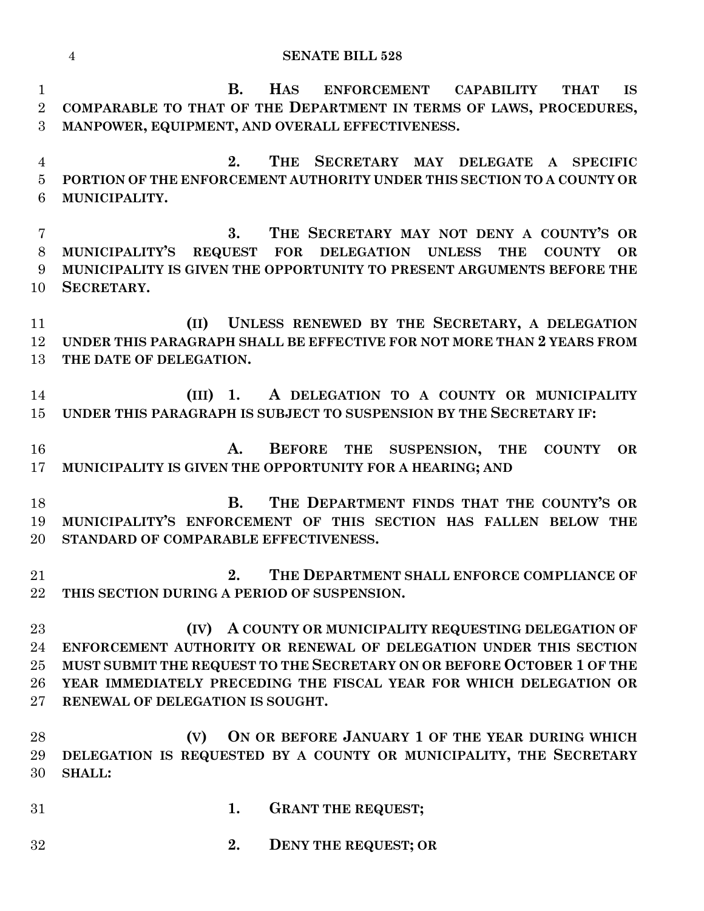**B. HAS ENFORCEMENT CAPABILITY THAT IS COMPARABLE TO THAT OF THE DEPARTMENT IN TERMS OF LAWS, PROCEDURES, MANPOWER, EQUIPMENT, AND OVERALL EFFECTIVENESS.**

**2. THE SECRETARY MAY DELEGATE A SPECIFIC PORTION OF THE ENFORCEMENT AUTHORITY UNDER THIS SECTION TO A COUNTY OR MUNICIPALITY.**

**3. THE SECRETARY MAY NOT DENY A COUNTY'S OR MUNICIPALITY'S REQUEST FOR DELEGATION UNLESS THE COUNTY OR MUNICIPALITY IS GIVEN THE OPPORTUNITY TO PRESENT ARGUMENTS BEFORE THE SECRETARY.**

**(II) UNLESS RENEWED BY THE SECRETARY, A DELEGATION UNDER THIS PARAGRAPH SHALL BE EFFECTIVE FOR NOT MORE THAN 2 YEARS FROM THE DATE OF DELEGATION.**

**(III) 1. A DELEGATION TO A COUNTY OR MUNICIPALITY UNDER THIS PARAGRAPH IS SUBJECT TO SUSPENSION BY THE SECRETARY IF:**

**A. BEFORE THE SUSPENSION, THE COUNTY OR MUNICIPALITY IS GIVEN THE OPPORTUNITY FOR A HEARING; AND**

**B. THE DEPARTMENT FINDS THAT THE COUNTY'S OR MUNICIPALITY'S ENFORCEMENT OF THIS SECTION HAS FALLEN BELOW THE STANDARD OF COMPARABLE EFFECTIVENESS.**

**2. THE DEPARTMENT SHALL ENFORCE COMPLIANCE OF THIS SECTION DURING A PERIOD OF SUSPENSION.**

**(IV) A COUNTY OR MUNICIPALITY REQUESTING DELEGATION OF ENFORCEMENT AUTHORITY OR RENEWAL OF DELEGATION UNDER THIS SECTION MUST SUBMIT THE REQUEST TO THE SECRETARY ON OR BEFORE OCTOBER 1 OF THE YEAR IMMEDIATELY PRECEDING THE FISCAL YEAR FOR WHICH DELEGATION OR RENEWAL OF DELEGATION IS SOUGHT.**

**(V) ON OR BEFORE JANUARY 1 OF THE YEAR DURING WHICH DELEGATION IS REQUESTED BY A COUNTY OR MUNICIPALITY, THE SECRETARY SHALL:**

**1. GRANT THE REQUEST;**

**2. DENY THE REQUEST; OR**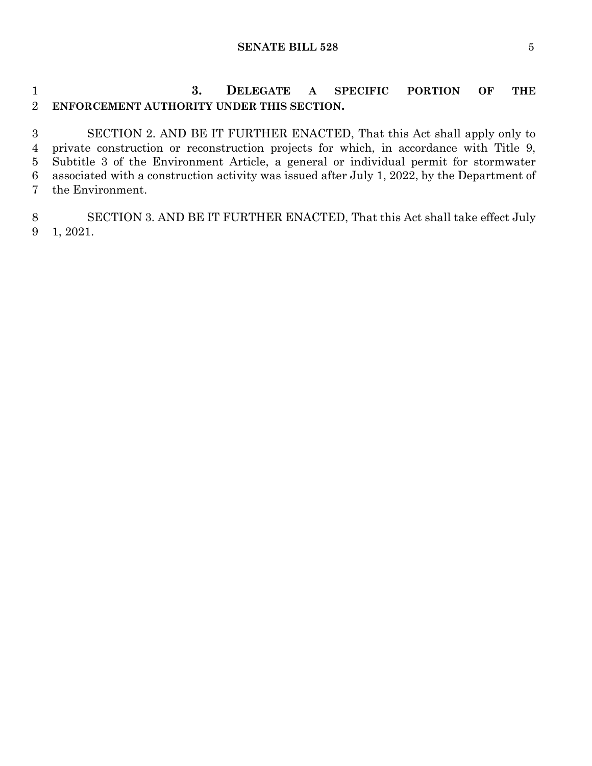**3. DELEGATE A SPECIFIC PORTION OF THE ENFORCEMENT AUTHORITY UNDER THIS SECTION.**

SECTION 2. AND BE IT FURTHER ENACTED, That this Act shall apply only to private construction or reconstruction projects for which, in accordance with Title 9, Subtitle 3 of the Environment Article, a general or individual permit for stormwater associated with a construction activity was issued after July 1, 2022, by the Department of the Environment.

SECTION 3. AND BE IT FURTHER ENACTED, That this Act shall take effect July 1, 2021.